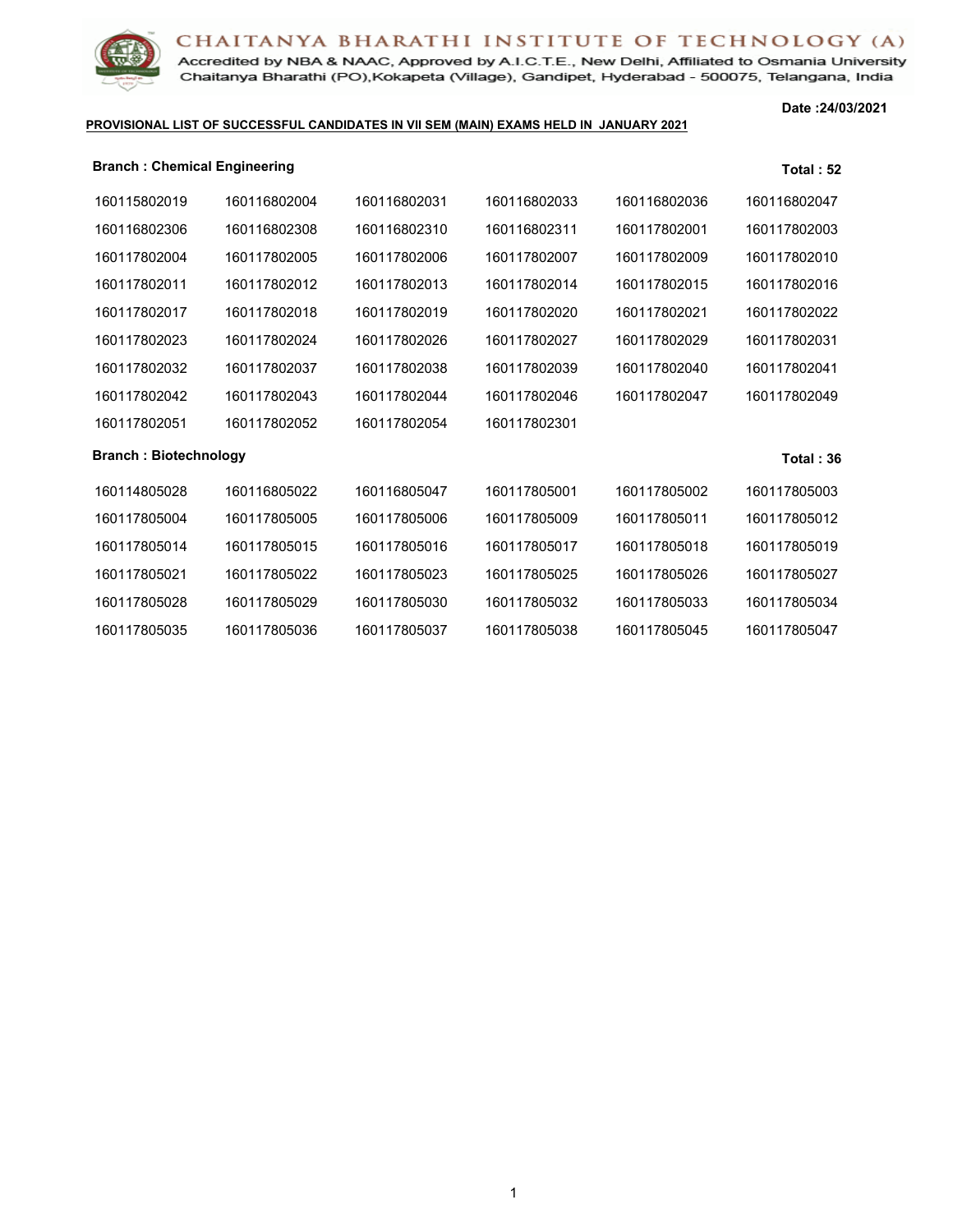# CHAITANYA BHARATHI INSTITUTE OF TECHNOLOGY (A)

Accredited by NBA & NAAC, Approved by A.I.C.T.E., New Delhi, Affiliated to Osmania University
Chaitanya Bharathi (PO),Kokapeta (Village), Gandipet, Hyderabad - 500075, Telangana, India

**Date :24/03/2021**

**PROVISIONAL LIST OF SUCCESSFUL CANDIDATES IN VII SEM (MAIN) EXAMS HELD IN JANUARY 2021**

**Branch : Chemical Engineering** **Total : 52**

| | | | | | |
|---|---|---|---|---|---|
| 160115802019 | 160116802004 | 160116802031 | 160116802033 | 160116802036 | 160116802047 |
| 160116802306 | 160116802308 | 160116802310 | 160116802311 | 160117802001 | 160117802003 |
| 160117802004 | 160117802005 | 160117802006 | 160117802007 | 160117802009 | 160117802010 |
| 160117802011 | 160117802012 | 160117802013 | 160117802014 | 160117802015 | 160117802016 |
| 160117802017 | 160117802018 | 160117802019 | 160117802020 | 160117802021 | 160117802022 |
| 160117802023 | 160117802024 | 160117802026 | 160117802027 | 160117802029 | 160117802031 |
| 160117802032 | 160117802037 | 160117802038 | 160117802039 | 160117802040 | 160117802041 |
| 160117802042 | 160117802043 | 160117802044 | 160117802046 | 160117802047 | 160117802049 |
| 160117802051 | 160117802052 | 160117802054 | 160117802301 | | |

**Branch : Biotechnology** **Total : 36**

| | | | | | |
|---|---|---|---|---|---|
| 160114805028 | 160116805022 | 160116805047 | 160117805001 | 160117805002 | 160117805003 |
| 160117805004 | 160117805005 | 160117805006 | 160117805009 | 160117805011 | 160117805012 |
| 160117805014 | 160117805015 | 160117805016 | 160117805017 | 160117805018 | 160117805019 |
| 160117805021 | 160117805022 | 160117805023 | 160117805025 | 160117805026 | 160117805027 |
| 160117805028 | 160117805029 | 160117805030 | 160117805032 | 160117805033 | 160117805034 |
| 160117805035 | 160117805036 | 160117805037 | 160117805038 | 160117805045 | 160117805047 |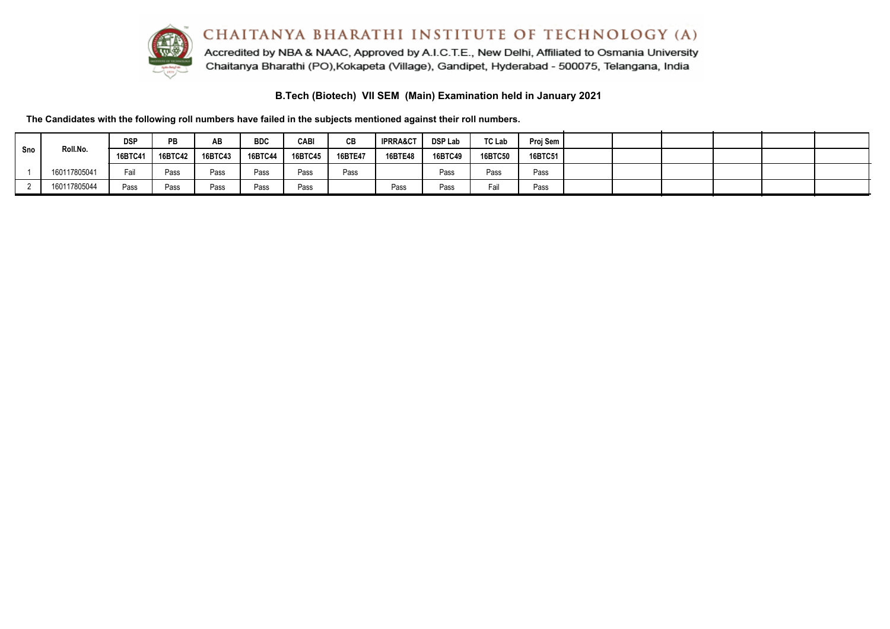# CHAITANYA BHARATHI INSTITUTE OF TECHNOLOGY (A)

Accredited by NBA & NAAC, Approved by A.I.C.T.E., New Delhi, Affiliated to Osmania University
Chaitanya Bharathi (PO),Kokapeta (Village), Gandipet, Hyderabad - 500075, Telangana, India

## B.Tech (Biotech) VII SEM (Main) Examination held in January 2021

**The Candidates with the following roll numbers have failed in the subjects mentioned against their roll numbers.**

| Sno | Roll.No. | DSP | PB | AB | BDC | CABI | CB | IPRRA&CT | DSP Lab | TC Lab | Proj Sem | | | | | | |
|---|---|---|---|---|---|---|---|---|---|---|---|---|---|---|---|---|---|
| | | 16BTC41 | 16BTC42 | 16BTC43 | 16BTC44 | 16BTC45 | 16BTE47 | 16BTE48 | 16BTC49 | 16BTC50 | 16BTC51 | | | | | | |
| 1 | 160117805041 | Fail | Pass | Pass | Pass | Pass | Pass | | Pass | Pass | Pass | | | | | | |
| 2 | 160117805044 | Pass | Pass | Pass | Pass | Pass | | Pass | Pass | Fail | Pass | | | | | | |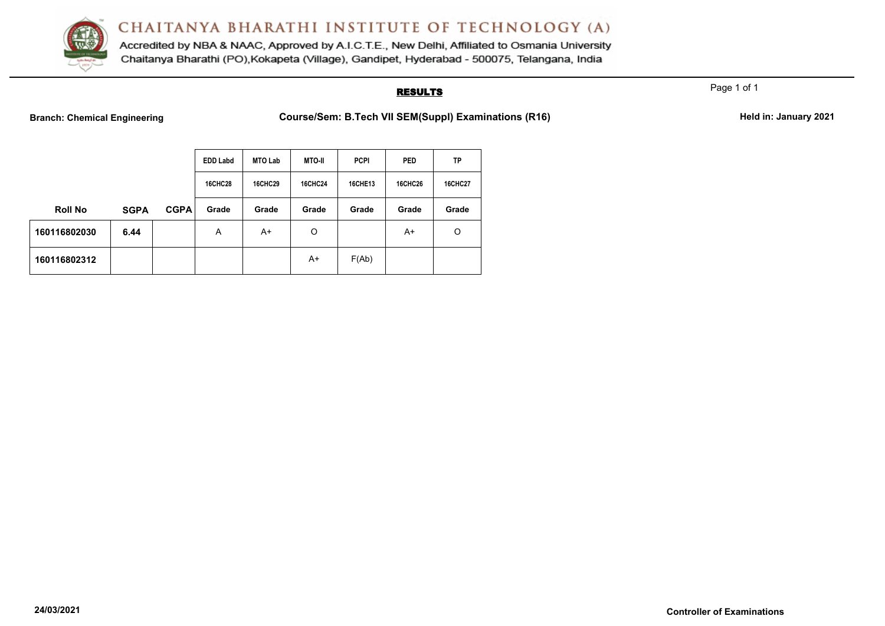# CHAITANYA BHARATHI INSTITUTE OF TECHNOLOGY (A)

Accredited by NBA & NAAC, Approved by A.I.C.T.E., New Delhi, Affiliated to Osmania University
Chaitanya Bharathi (PO),Kokapeta (Village), Gandipet, Hyderabad - 500075, Telangana, India

## RESULTS

**Branch: Chemical Engineering** **Course/Sem: B.Tech VII SEM(Suppl) Examinations (R16)** **Held in: January 2021**

| | | | EDD Labd | MTO Lab | MTO-II | PCPI | PED | TP |
|---|---|---|---|---|---|---|---|---|
| | | | 16CHC28 | 16CHC29 | 16CHC24 | 16CHE13 | 16CHC26 | 16CHC27 |
| **Roll No** | **SGPA** | **CGPA** | **Grade** | **Grade** | **Grade** | **Grade** | **Grade** | **Grade** |
| **160116802030** | **6.44** | | A | A+ | O | | A+ | O |
| **160116802312** | | | | | A+ | F(Ab) | | |

24/03/2021

**Controller of Examinations**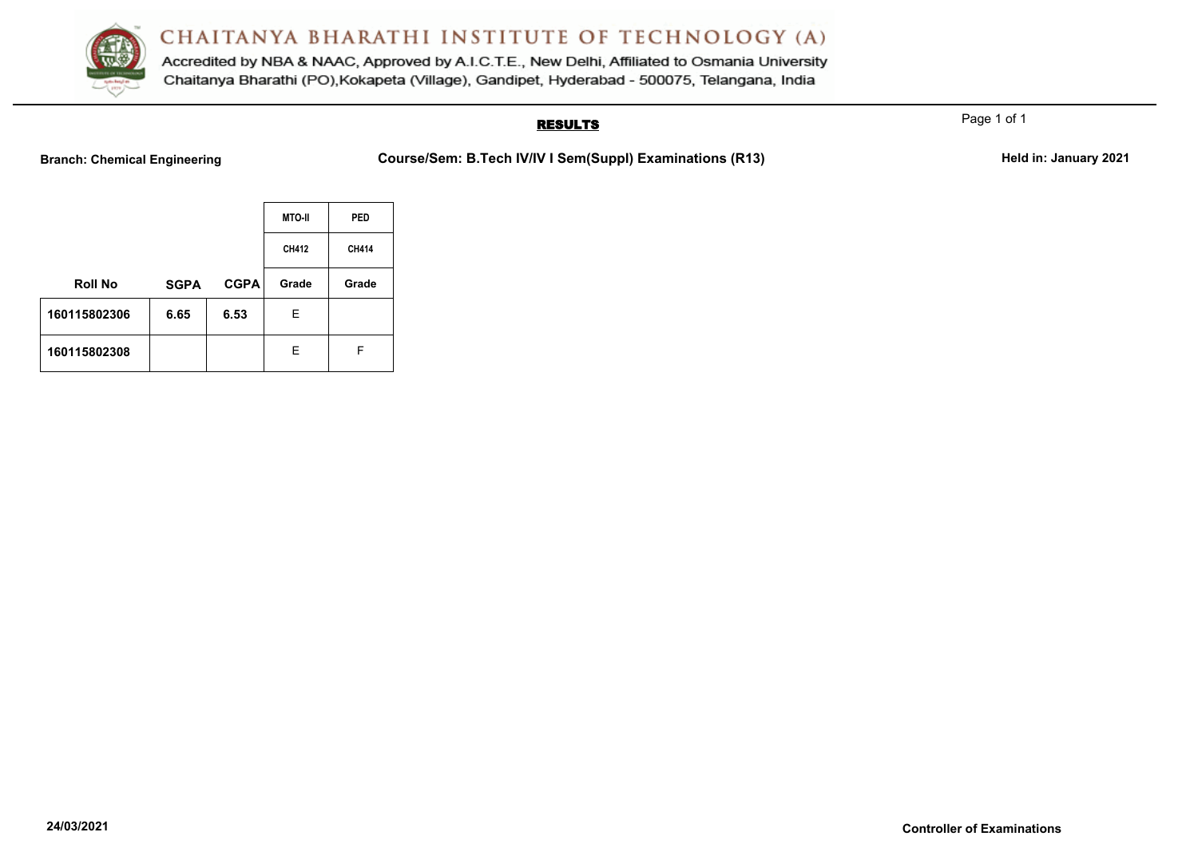# CHAITANYA BHARATHI INSTITUTE OF TECHNOLOGY (A)

Accredited by NBA & NAAC, Approved by A.I.C.T.E., New Delhi, Affiliated to Osmania University
Chaitanya Bharathi (PO),Kokapeta (Village), Gandipet, Hyderabad - 500075, Telangana, India

## RESULTS

**Branch: Chemical Engineering** **Course/Sem: B.Tech IV/IV I Sem(Suppl) Examinations (R13)** **Held in: January 2021**

| | | | MTO-II | PED |
|---|---|---|---|---|
| | | | CH412 | CH414 |
| Roll No | SGPA | CGPA | Grade | Grade |
| 160115802306 | 6.65 | 6.53 | E | |
| 160115802308 | | | E | F |

24/03/2021

Controller of Examinations